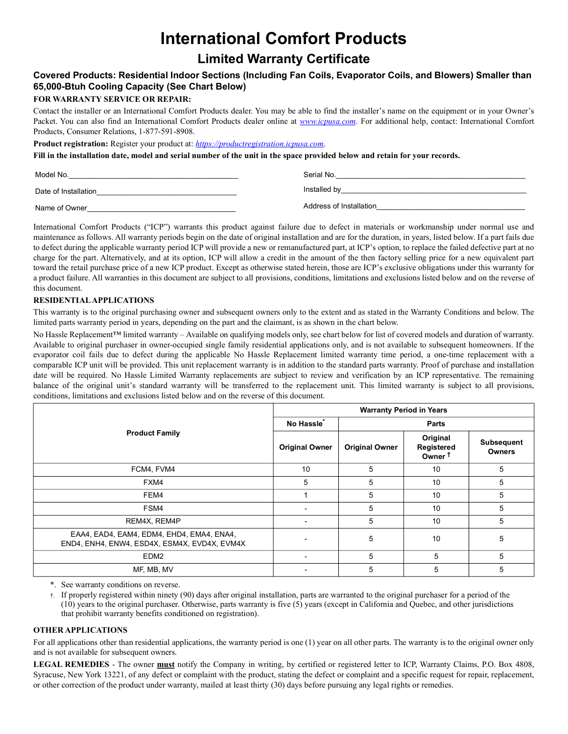# International Comfort Products

## Limited Warranty Certificate

### Covered Products: Residential Indoor Sections (Including Fan Coils, Evaporator Coils, and Blowers) Smaller than 65,000-Btuh Cooling Capacity (See Chart Below)

**FOR WARRANTY SERVICE OR REPAIR:**

Contact the installer or an International Comfort Products dealer. You may be able to find the installer's name on the equipment or in your Owner's Packet. You can also find an International Comfort Products dealer online at www.icpusa.com. For additional help, contact: International Comfort Products, Consumer Relations, 1-877-591-8908.

**Product registration:** Register your product at: https://productregistration.icpusa.com.

**Fill in the installation date, model and serial number of the unit in the space provided below and retain for your records.**

Model No.\_\_\_\_\_\_\_\_\_\_\_\_\_\_\_\_\_\_\_\_\_\_\_\_\_\_\_\_\_\_\_\_ Serial No.\_\_\_\_\_\_\_\_\_\_\_\_\_\_\_\_\_\_\_\_\_\_\_\_\_\_\_\_\_\_\_\_

Date of Installation\_\_\_\_\_\_\_\_\_\_\_\_\_\_\_\_\_\_\_\_\_\_\_\_\_\_\_\_ Installed by\_\_\_\_\_\_\_\_\_\_\_\_\_\_\_\_\_\_\_\_\_\_\_\_\_\_\_\_\_\_\_\_

Name of Owner\_\_\_\_\_\_\_\_\_\_\_\_\_\_\_\_\_\_\_\_\_\_\_\_\_\_\_\_\_\_ Address of Installation\_\_\_\_\_\_\_\_\_\_\_\_\_\_\_\_\_\_\_\_\_\_\_\_\_\_\_\_

International Comfort Products ("ICP") warrants this product against failure due to defect in materials or workmanship under normal use and maintenance as follows. All warranty periods begin on the date of original installation and are for the duration, in years, listed below. If a part fails due to defect during the applicable warranty period ICP will provide a new or remanufactured part, at ICP's option, to replace the failed defective part at no charge for the part. Alternatively, and at its option, ICP will allow a credit in the amount of the then factory selling price for a new equivalent part toward the retail purchase price of a new ICP product. Except as otherwise stated herein, those are ICP's exclusive obligations under this warranty for a product failure. All warranties in this document are subject to all provisions, conditions, limitations and exclusions listed below and on the reverse of this document.

**RESIDENTIAL APPLICATIONS**

This warranty is to the original purchasing owner and subsequent owners only to the extent and as stated in the Warranty Conditions and below. The limited parts warranty period in years, depending on the part and the claimant, is as shown in the chart below.

No Hassle Replacement™ limited warranty – Available on qualifying models only, see chart below for list of covered models and duration of warranty. Available to original purchaser in owner-occupied single family residential applications only, and is not available to subsequent homeowners. If the evaporator coil fails due to defect during the applicable No Hassle Replacement limited warranty time period, a one-time replacement with a comparable ICP unit will be provided. This unit replacement warranty is in addition to the standard parts warranty. Proof of purchase and installation date will be required. No Hassle Limited Warranty replacements are subject to review and verification by an ICP representative. The remaining balance of the original unit's standard warranty will be transferred to the replacement unit. This limited warranty is subject to all provisions, conditions, limitations and exclusions listed below and on the reverse of this document.

| Product Family | Warranty Period in Years | | | |
|---|---|---|---|---|
| | No Hassle* | Parts | | |
| | Original Owner | Original Owner | Original Registered Owner † | Subsequent Owners |
| FCM4, FVM4 | 10 | 5 | 10 | 5 |
| FXM4 | 5 | 5 | 10 | 5 |
| FEM4 | 1 | 5 | 10 | 5 |
| FSM4 | - | 5 | 10 | 5 |
| REM4X, REM4P | - | 5 | 10 | 5 |
| EAA4, EAD4, EAM4, EDM4, EHD4, EMA4, ENA4, END4, ENH4, ENW4, ESD4X, ESM4X, EVD4X, EVM4X | - | 5 | 10 | 5 |
| EDM2 | - | 5 | 5 | 5 |
| MF, MB, MV | - | 5 | 5 | 5 |

*. See warranty conditions on reverse.

†. If properly registered within ninety (90) days after original installation, parts are warranted to the original purchaser for a period of the (10) years to the original purchaser. Otherwise, parts warranty is five (5) years (except in California and Quebec, and other jurisdictions that prohibit warranty benefits conditioned on registration).

**OTHER APPLICATIONS**

For all applications other than residential applications, the warranty period is one (1) year on all other parts. The warranty is to the original owner only and is not available for subsequent owners.

**LEGAL REMEDIES** - The owner **must** notify the Company in writing, by certified or registered letter to ICP, Warranty Claims, P.O. Box 4808, Syracuse, New York 13221, of any defect or complaint with the product, stating the defect or complaint and a specific request for repair, replacement, or other correction of the product under warranty, mailed at least thirty (30) days before pursuing any legal rights or remedies.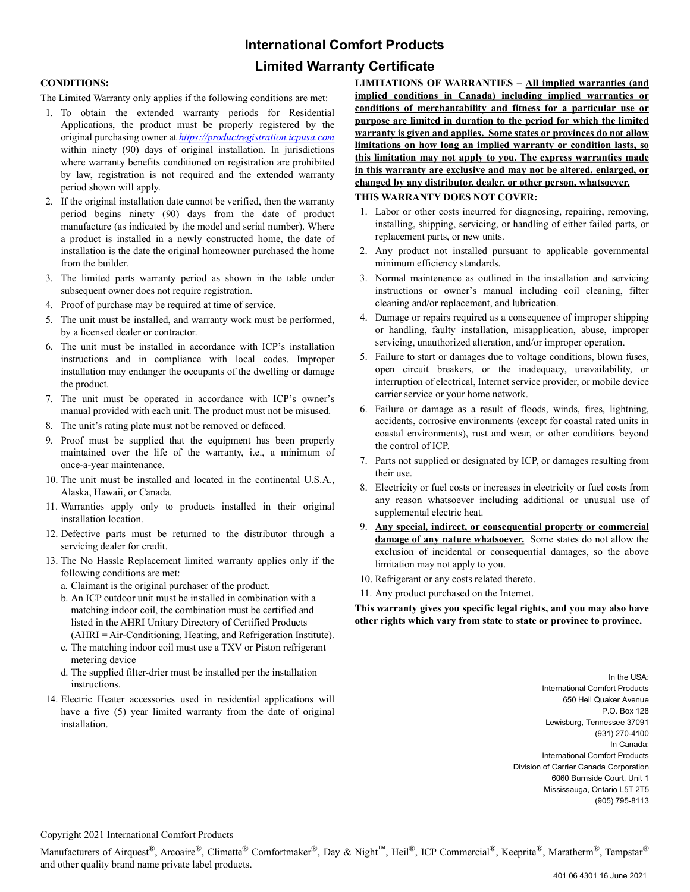# International Comfort Products
## Limited Warranty Certificate

**CONDITIONS:**

The Limited Warranty only applies if the following conditions are met:

1. To obtain the extended warranty periods for Residential Applications, the product must be properly registered by the original purchasing owner at *https://productregistration.icpusa.com* within ninety (90) days of original installation. In jurisdictions where warranty benefits conditioned on registration are prohibited by law, registration is not required and the extended warranty period shown will apply.
2. If the original installation date cannot be verified, then the warranty period begins ninety (90) days from the date of product manufacture (as indicated by the model and serial number). Where a product is installed in a newly constructed home, the date of installation is the date the original homeowner purchased the home from the builder.
3. The limited parts warranty period as shown in the table under subsequent owner does not require registration.
4. Proof of purchase may be required at time of service.
5. The unit must be installed, and warranty work must be performed, by a licensed dealer or contractor.
6. The unit must be installed in accordance with ICP's installation instructions and in compliance with local codes. Improper installation may endanger the occupants of the dwelling or damage the product.
7. The unit must be operated in accordance with ICP's owner's manual provided with each unit. The product must not be misused.
8. The unit's rating plate must not be removed or defaced.
9. Proof must be supplied that the equipment has been properly maintained over the life of the warranty, i.e., a minimum of once-a-year maintenance.
10. The unit must be installed and located in the continental U.S.A., Alaska, Hawaii, or Canada.
11. Warranties apply only to products installed in their original installation location.
12. Defective parts must be returned to the distributor through a servicing dealer for credit.
13. The No Hassle Replacement limited warranty applies only if the following conditions are met:
    a. Claimant is the original purchaser of the product.
    b. An ICP outdoor unit must be installed in combination with a matching indoor coil, the combination must be certified and listed in the AHRI Unitary Directory of Certified Products (AHRI = Air-Conditioning, Heating, and Refrigeration Institute).
    c. The matching indoor coil must use a TXV or Piston refrigerant metering device
    d. The supplied filter-drier must be installed per the installation instructions.
14. Electric Heater accessories used in residential applications will have a five (5) year limited warranty from the date of original installation.

**LIMITATIONS OF WARRANTIES – <u>All implied warranties (and implied conditions in Canada) including implied warranties or conditions of merchantability and fitness for a particular use or purpose are limited in duration to the period for which the limited warranty is given and applies. Some states or provinces do not allow limitations on how long an implied warranty or condition lasts, so this limitation may not apply to you. The express warranties made in this warranty are exclusive and may not be altered, enlarged, or changed by any distributor, dealer, or other person, whatsoever.</u>**

**THIS WARRANTY DOES NOT COVER:**

1. Labor or other costs incurred for diagnosing, repairing, removing, installing, shipping, servicing, or handling of either failed parts, or replacement parts, or new units.
2. Any product not installed pursuant to applicable governmental minimum efficiency standards.
3. Normal maintenance as outlined in the installation and servicing instructions or owner's manual including coil cleaning, filter cleaning and/or replacement, and lubrication.
4. Damage or repairs required as a consequence of improper shipping or handling, faulty installation, misapplication, abuse, improper servicing, unauthorized alteration, and/or improper operation.
5. Failure to start or damages due to voltage conditions, blown fuses, open circuit breakers, or the inadequacy, unavailability, or interruption of electrical, Internet service provider, or mobile device carrier service or your home network.
6. Failure or damage as a result of floods, winds, fires, lightning, accidents, corrosive environments (except for coastal rated units in coastal environments), rust and wear, or other conditions beyond the control of ICP.
7. Parts not supplied or designated by ICP, or damages resulting from their use.
8. Electricity or fuel costs or increases in electricity or fuel costs from any reason whatsoever including additional or unusual use of supplemental electric heat.
9. **<u>Any special, indirect, or consequential property or commercial damage of any nature whatsoever.</u>** Some states do not allow the exclusion of incidental or consequential damages, so the above limitation may not apply to you.
10. Refrigerant or any costs related thereto.
11. Any product purchased on the Internet.

**This warranty gives you specific legal rights, and you may also have other rights which vary from state to state or province to province.**

In the USA:
International Comfort Products
650 Heil Quaker Avenue
P.O. Box 128
Lewisburg, Tennessee 37091
(931) 270-4100

In Canada:
International Comfort Products
Division of Carrier Canada Corporation
6060 Burnside Court, Unit 1
Mississauga, Ontario L5T 2T5
(905) 795-8113

Copyright 2021 International Comfort Products

Manufacturers of Airquest®, Arcoaire®, Climette® Comfortmaker®, Day & Night™, Heil®, ICP Commercial®, Keeprite®, Maratherm®, Tempstar® and other quality brand name private label products.

401 06 4301 16 June 2021